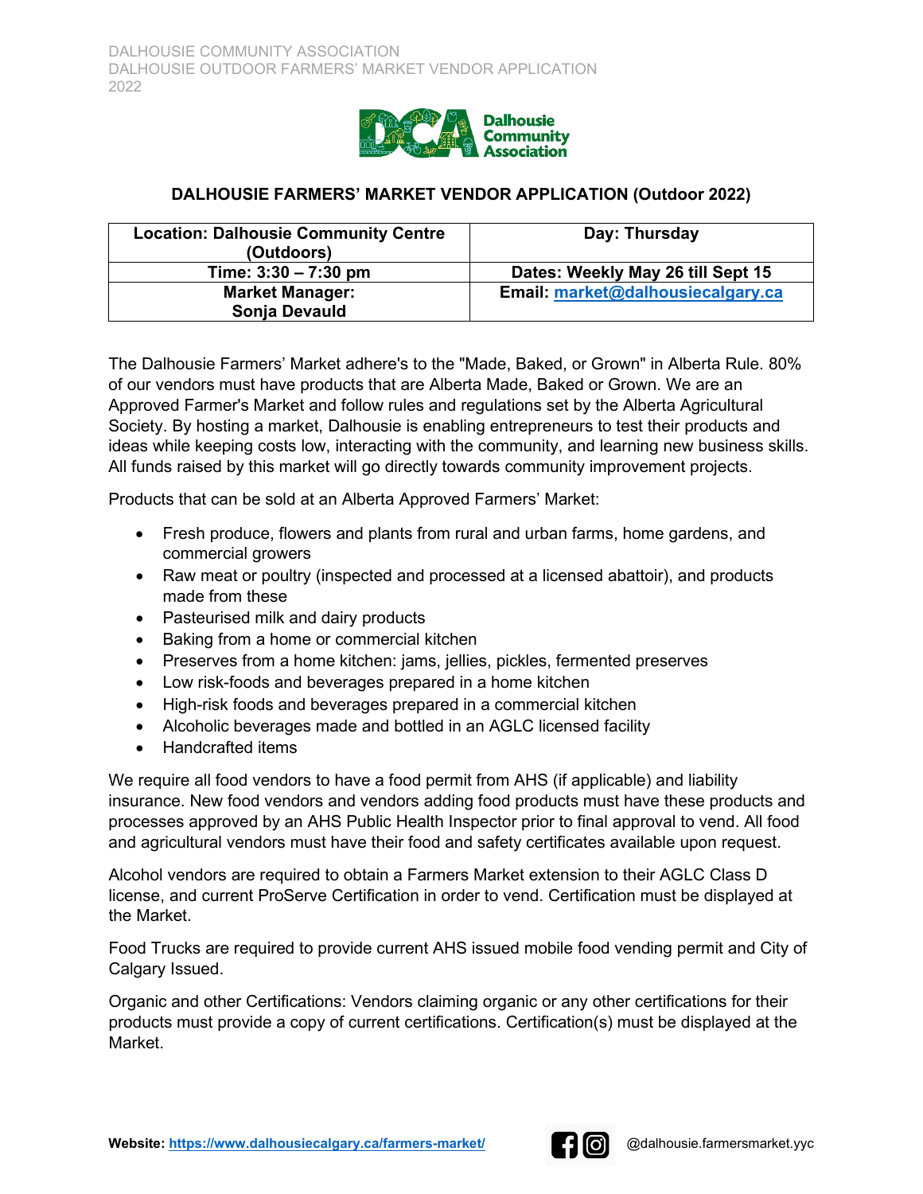DALHOUSIE COMMUNITY ASSOCIATION
DALHOUSIE OUTDOOR FARMERS' MARKET VENDOR APPLICATION
2022

# DALHOUSIE FARMERS' MARKET VENDOR APPLICATION (Outdoor 2022)

| Location: Dalhousie Community Centre (Outdoors) | Day: Thursday |
|---|---|
| Time: 3:30 – 7:30 pm | Dates: Weekly May 26 till Sept 15 |
| Market Manager: Sonja Devauld | Email: market@dalhousiecalgary.ca |

The Dalhousie Farmers' Market adhere's to the "Made, Baked, or Grown" in Alberta Rule. 80% of our vendors must have products that are Alberta Made, Baked or Grown. We are an Approved Farmer's Market and follow rules and regulations set by the Alberta Agricultural Society. By hosting a market, Dalhousie is enabling entrepreneurs to test their products and ideas while keeping costs low, interacting with the community, and learning new business skills. All funds raised by this market will go directly towards community improvement projects.

Products that can be sold at an Alberta Approved Farmers' Market:

- Fresh produce, flowers and plants from rural and urban farms, home gardens, and commercial growers
- Raw meat or poultry (inspected and processed at a licensed abattoir), and products made from these
- Pasteurised milk and dairy products
- Baking from a home or commercial kitchen
- Preserves from a home kitchen: jams, jellies, pickles, fermented preserves
- Low risk-foods and beverages prepared in a home kitchen
- High-risk foods and beverages prepared in a commercial kitchen
- Alcoholic beverages made and bottled in an AGLC licensed facility
- Handcrafted items

We require all food vendors to have a food permit from AHS (if applicable) and liability insurance. New food vendors and vendors adding food products must have these products and processes approved by an AHS Public Health Inspector prior to final approval to vend. All food and agricultural vendors must have their food and safety certificates available upon request.

Alcohol vendors are required to obtain a Farmers Market extension to their AGLC Class D license, and current ProServe Certification in order to vend. Certification must be displayed at the Market.

Food Trucks are required to provide current AHS issued mobile food vending permit and City of Calgary Issued.

Organic and other Certifications: Vendors claiming organic or any other certifications for their products must provide a copy of current certifications. Certification(s) must be displayed at the Market.

**Website:** https://www.dalhousiecalgary.ca/farmers-market/ @dalhousie.farmersmarket.yyc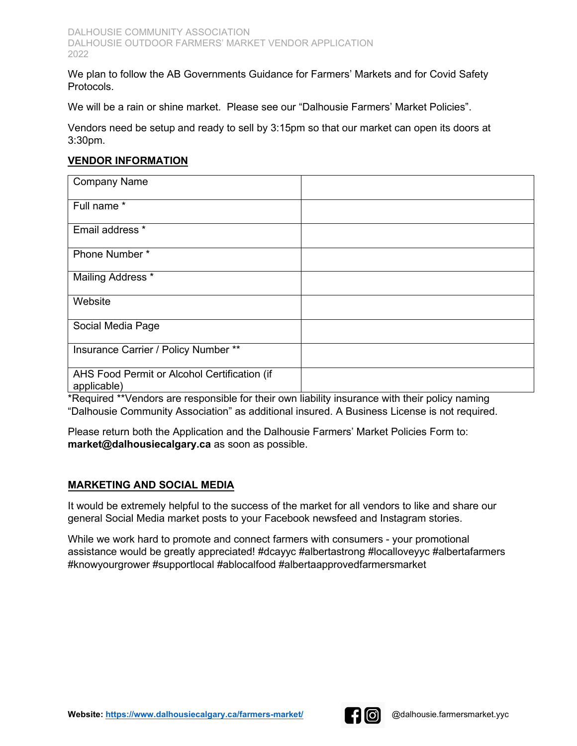We plan to follow the AB Governments Guidance for Farmers' Markets and for Covid Safety Protocols.

We will be a rain or shine market. Please see our "Dalhousie Farmers' Market Policies".

Vendors need be setup and ready to sell by 3:15pm so that our market can open its doors at 3:30pm.

## VENDOR INFORMATION

| | |
|---|---|
| Company Name | |
| Full name * | |
| Email address * | |
| Phone Number * | |
| Mailing Address * | |
| Website | |
| Social Media Page | |
| Insurance Carrier / Policy Number ** | |
| AHS Food Permit or Alcohol Certification (if applicable) | |

*Required **Vendors are responsible for their own liability insurance with their policy naming "Dalhousie Community Association" as additional insured. A Business License is not required.

Please return both the Application and the Dalhousie Farmers' Market Policies Form to: **market@dalhousiecalgary.ca** as soon as possible.

## MARKETING AND SOCIAL MEDIA

It would be extremely helpful to the success of the market for all vendors to like and share our general Social Media market posts to your Facebook newsfeed and Instagram stories.

While we work hard to promote and connect farmers with consumers - your promotional assistance would be greatly appreciated! #dcayyc #albertastrong #localloveyyc #albertafarmers #knowyourgrower #supportlocal #ablocalfood #albertaapprovedfarmersmarket

**Website:** https://www.dalhousiecalgary.ca/farmers-market/ @dalhousie.farmersmarket.yyc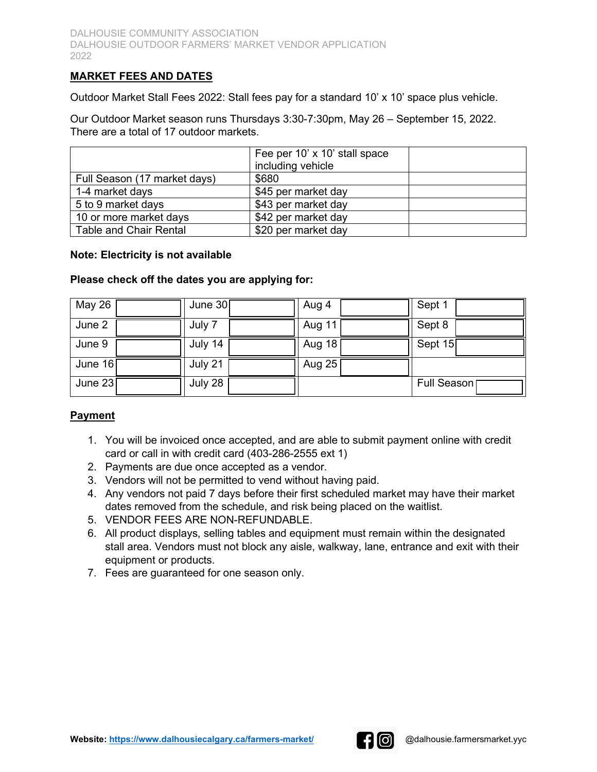## MARKET FEES AND DATES

Outdoor Market Stall Fees 2022: Stall fees pay for a standard 10' x 10' space plus vehicle.

Our Outdoor Market season runs Thursdays 3:30-7:30pm, May 26 – September 15, 2022. There are a total of 17 outdoor markets.

| | Fee per 10' x 10' stall space including vehicle | |
|---|---|---|
| Full Season (17 market days) | $680 | |
| 1-4 market days | $45 per market day | |
| 5 to 9 market days | $43 per market day | |
| 10 or more market days | $42 per market day | |
| Table and Chair Rental | $20 per market day | |

**Note: Electricity is not available**

**Please check off the dates you are applying for:**

| | | | | | | | |
|---|---|---|---|---|---|---|---|
| May 26 | | June 30 | | Aug 4 | | Sept 1 | |
| June 2 | | July 7 | | Aug 11 | | Sept 8 | |
| June 9 | | July 14 | | Aug 18 | | Sept 15 | |
| June 16 | | July 21 | | Aug 25 | | | |
| June 23 | | July 28 | | | | Full Season | |

## Payment

1. You will be invoiced once accepted, and are able to submit payment online with credit card or call in with credit card (403-286-2555 ext 1)
2. Payments are due once accepted as a vendor.
3. Vendors will not be permitted to vend without having paid.
4. Any vendors not paid 7 days before their first scheduled market may have their market dates removed from the schedule, and risk being placed on the waitlist.
5. VENDOR FEES ARE NON-REFUNDABLE.
6. All product displays, selling tables and equipment must remain within the designated stall area. Vendors must not block any aisle, walkway, lane, entrance and exit with their equipment or products.
7. Fees are guaranteed for one season only.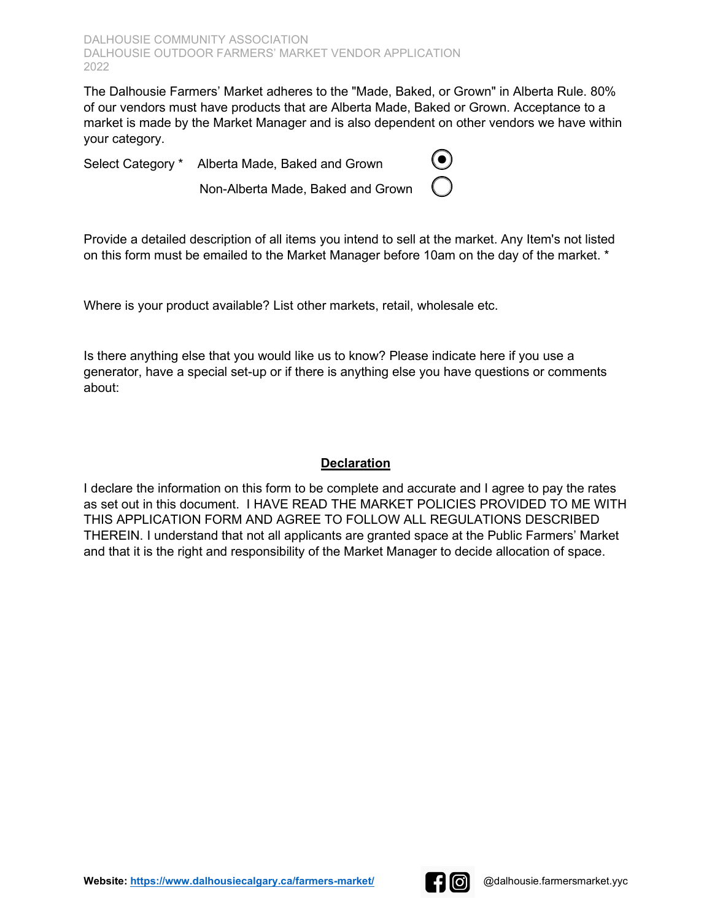The Dalhousie Farmers' Market adheres to the "Made, Baked, or Grown" in Alberta Rule. 80% of our vendors must have products that are Alberta Made, Baked or Grown. Acceptance to a market is made by the Market Manager and is also dependent on other vendors we have within your category.

Select Category * Alberta Made, Baked and Grown ◉

Non-Alberta Made, Baked and Grown ○

Provide a detailed description of all items you intend to sell at the market. Any Item's not listed on this form must be emailed to the Market Manager before 10am on the day of the market. *

Where is your product available? List other markets, retail, wholesale etc.

Is there anything else that you would like us to know? Please indicate here if you use a generator, have a special set-up or if there is anything else you have questions or comments about:

## Declaration

I declare the information on this form to be complete and accurate and I agree to pay the rates as set out in this document. I HAVE READ THE MARKET POLICIES PROVIDED TO ME WITH THIS APPLICATION FORM AND AGREE TO FOLLOW ALL REGULATIONS DESCRIBED THEREIN. I understand that not all applicants are granted space at the Public Farmers' Market and that it is the right and responsibility of the Market Manager to decide allocation of space.